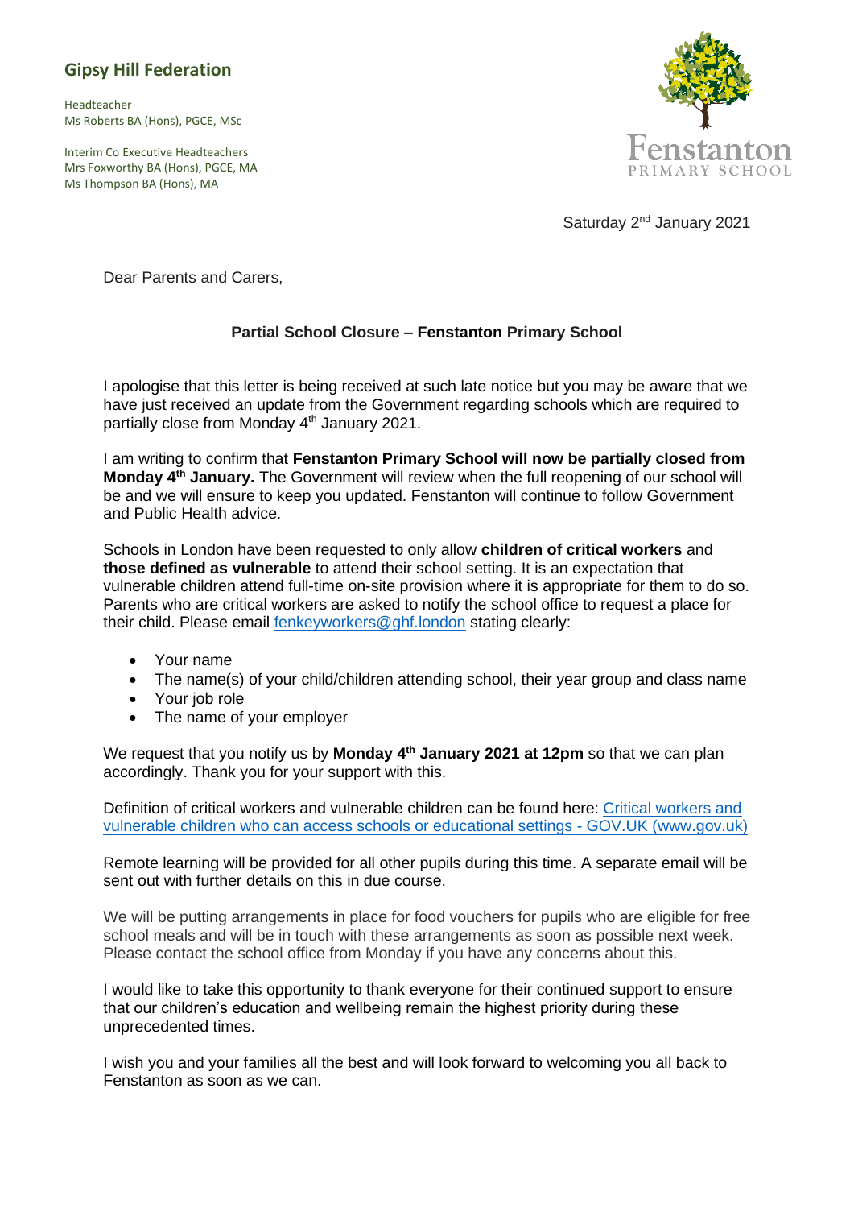**Gipsy Hill Federation**

Headteacher
Ms Roberts BA (Hons), PGCE, MSc

Interim Co Executive Headteachers
Mrs Foxworthy BA (Hons), PGCE, MA
Ms Thompson BA (Hons), MA

Fenstanton
PRIMARY SCHOOL

Saturday 2nd January 2021

Dear Parents and Carers,

**Partial School Closure – Fenstanton Primary School**

I apologise that this letter is being received at such late notice but you may be aware that we have just received an update from the Government regarding schools which are required to partially close from Monday 4th January 2021.

I am writing to confirm that **Fenstanton Primary School will now be partially closed from Monday 4th January.** The Government will review when the full reopening of our school will be and we will ensure to keep you updated. Fenstanton will continue to follow Government and Public Health advice.

Schools in London have been requested to only allow **children of critical workers** and **those defined as vulnerable** to attend their school setting. It is an expectation that vulnerable children attend full-time on-site provision where it is appropriate for them to do so. Parents who are critical workers are asked to notify the school office to request a place for their child. Please email fenkeyworkers@ghf.london stating clearly:

- Your name
- The name(s) of your child/children attending school, their year group and class name
- Your job role
- The name of your employer

We request that you notify us by **Monday 4th January 2021 at 12pm** so that we can plan accordingly. Thank you for your support with this.

Definition of critical workers and vulnerable children can be found here: Critical workers and vulnerable children who can access schools or educational settings - GOV.UK (www.gov.uk)

Remote learning will be provided for all other pupils during this time. A separate email will be sent out with further details on this in due course.

We will be putting arrangements in place for food vouchers for pupils who are eligible for free school meals and will be in touch with these arrangements as soon as possible next week. Please contact the school office from Monday if you have any concerns about this.

I would like to take this opportunity to thank everyone for their continued support to ensure that our children's education and wellbeing remain the highest priority during these unprecedented times.

I wish you and your families all the best and will look forward to welcoming you all back to Fenstanton as soon as we can.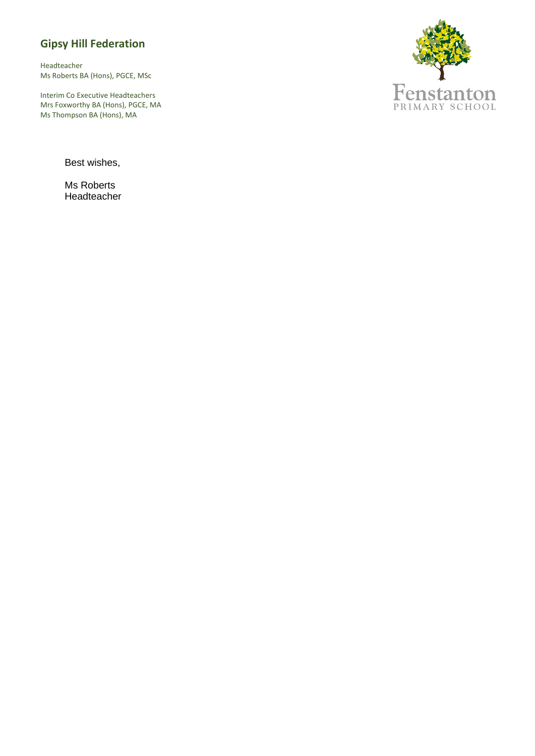## Gipsy Hill Federation

Headteacher
Ms Roberts BA (Hons), PGCE, MSc

Interim Co Executive Headteachers
Mrs Foxworthy BA (Hons), PGCE, MA
Ms Thompson BA (Hons), MA

Fenstanton
PRIMARY SCHOOL

Best wishes,

Ms Roberts
Headteacher